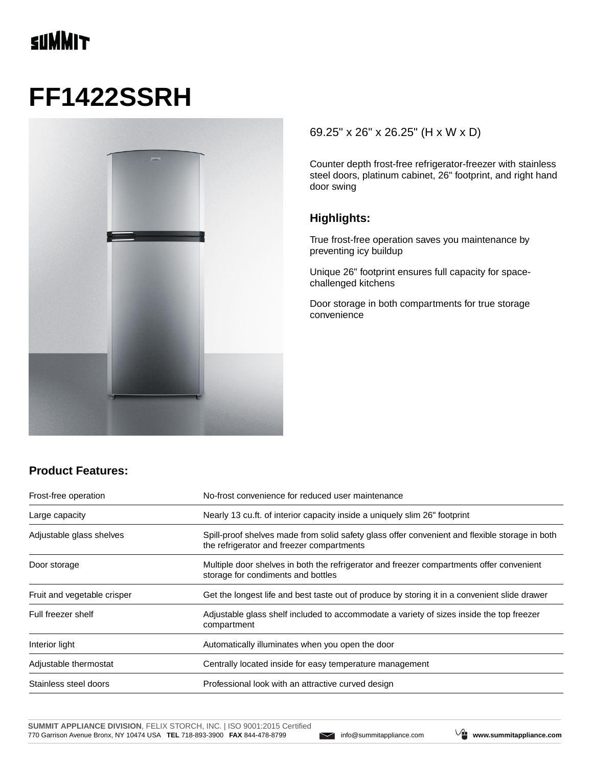# SUMMIT

# FF1422SSRH

69.25" x 26" x 26.25" (H x W x D)

Counter depth frost-free refrigerator-freezer with stainless steel doors, platinum cabinet, 26" footprint, and right hand door swing

### Highlights:

True frost-free operation saves you maintenance by preventing icy buildup

Unique 26" footprint ensures full capacity for space-challenged kitchens

Door storage in both compartments for true storage convenience

## Product Features:

| | |
|---|---|
| Frost-free operation | No-frost convenience for reduced user maintenance |
| Large capacity | Nearly 13 cu.ft. of interior capacity inside a uniquely slim 26" footprint |
| Adjustable glass shelves | Spill-proof shelves made from solid safety glass offer convenient and flexible storage in both the refrigerator and freezer compartments |
| Door storage | Multiple door shelves in both the refrigerator and freezer compartments offer convenient storage for condiments and bottles |
| Fruit and vegetable crisper | Get the longest life and best taste out of produce by storing it in a convenient slide drawer |
| Full freezer shelf | Adjustable glass shelf included to accommodate a variety of sizes inside the top freezer compartment |
| Interior light | Automatically illuminates when you open the door |
| Adjustable thermostat | Centrally located inside for easy temperature management |
| Stainless steel doors | Professional look with an attractive curved design |

**SUMMIT APPLIANCE DIVISION**, FELIX STORCH, INC. | ISO 9001:2015 Certified
770 Garrison Avenue Bronx, NY 10474 USA **TEL** 718-893-3900 **FAX** 844-478-8799 info@summitappliance.com **www.summitappliance.com**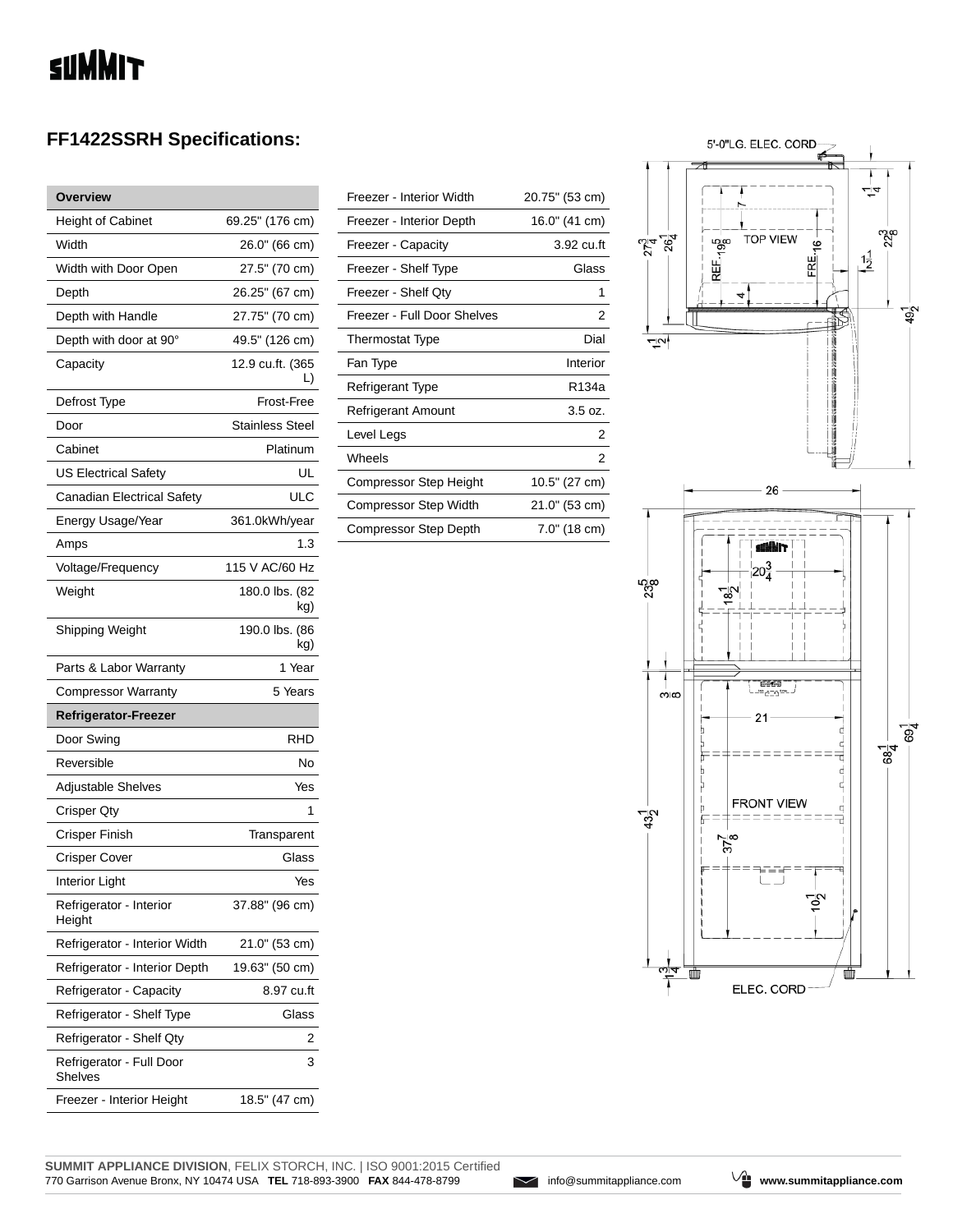SUMMIT

## FF1422SSRH Specifications:

| Overview | |
|---|---|
| Height of Cabinet | 69.25" (176 cm) |
| Width | 26.0" (66 cm) |
| Width with Door Open | 27.5" (70 cm) |
| Depth | 26.25" (67 cm) |
| Depth with Handle | 27.75" (70 cm) |
| Depth with door at 90° | 49.5" (126 cm) |
| Capacity | 12.9 cu.ft. (365 L) |
| Defrost Type | Frost-Free |
| Door | Stainless Steel |
| Cabinet | Platinum |
| US Electrical Safety | UL |
| Canadian Electrical Safety | ULC |
| Energy Usage/Year | 361.0kWh/year |
| Amps | 1.3 |
| Voltage/Frequency | 115 V AC/60 Hz |
| Weight | 180.0 lbs. (82 kg) |
| Shipping Weight | 190.0 lbs. (86 kg) |
| Parts & Labor Warranty | 1 Year |
| Compressor Warranty | 5 Years |
| **Refrigerator-Freezer** | |
| Door Swing | RHD |
| Reversible | No |
| Adjustable Shelves | Yes |
| Crisper Qty | 1 |
| Crisper Finish | Transparent |
| Crisper Cover | Glass |
| Interior Light | Yes |
| Refrigerator - Interior Height | 37.88" (96 cm) |
| Refrigerator - Interior Width | 21.0" (53 cm) |
| Refrigerator - Interior Depth | 19.63" (50 cm) |
| Refrigerator - Capacity | 8.97 cu.ft |
| Refrigerator - Shelf Type | Glass |
| Refrigerator - Shelf Qty | 2 |
| Refrigerator - Full Door Shelves | 3 |
| Freezer - Interior Height | 18.5" (47 cm) |
| Freezer - Interior Width | 20.75" (53 cm) |
| Freezer - Interior Depth | 16.0" (41 cm) |
| Freezer - Capacity | 3.92 cu.ft |
| Freezer - Shelf Type | Glass |
| Freezer - Shelf Qty | 1 |
| Freezer - Full Door Shelves | 2 |
| Thermostat Type | Dial |
| Fan Type | Interior |
| Refrigerant Type | R134a |
| Refrigerant Amount | 3.5 oz. |
| Level Legs | 2 |
| Wheels | 2 |
| Compressor Step Height | 10.5" (27 cm) |
| Compressor Step Width | 21.0" (53 cm) |
| Compressor Step Depth | 7.0" (18 cm) |

5'-0"LG. ELEC. CORD
TOP VIEW
REF. 19 5/8
FRE. 16
7
4
1 1/4
1 1/2
1 1/2
27 3/4
26 1/4
22 3/8
49 1/2

FRONT VIEW
26
20 3/4
18 1/2
23 5/8
3 3/8
21
37 7/8
10 1/2
43 1/2
1 3/4
68 1/4
69 1/4
ELEC. CORD

**SUMMIT APPLIANCE DIVISION**, FELIX STORCH, INC. | ISO 9001:2015 Certified
770 Garrison Avenue Bronx, NY 10474 USA **TEL** 718-893-3900 **FAX** 844-478-8799 info@summitappliance.com **www.summitappliance.com**